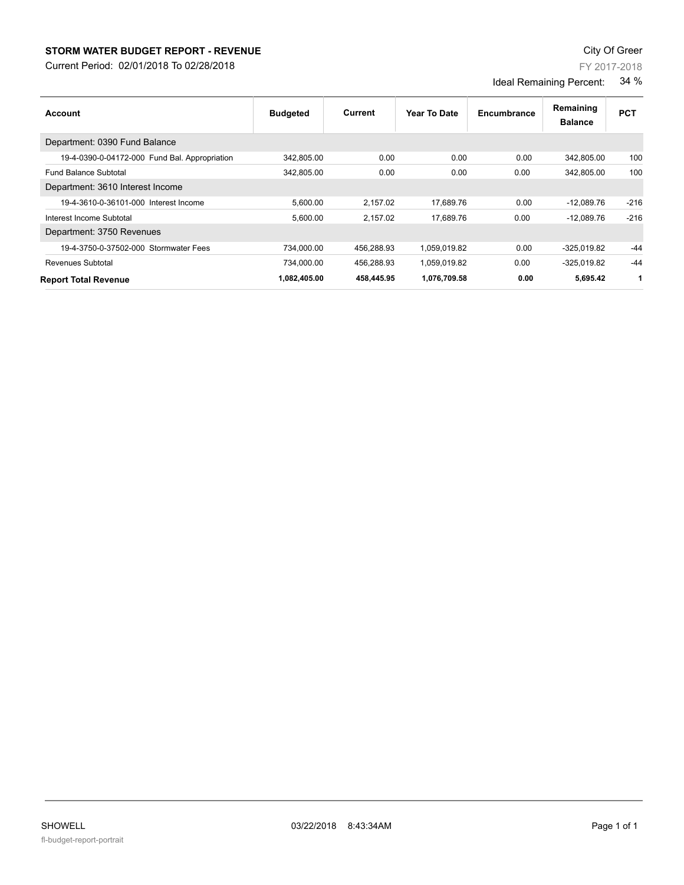# STORM WATER BUDGET REPORT - REVENUE

City Of Greer

Current Period: 02/01/2018 To 02/28/2018

FY 2017-2018

Ideal Remaining Percent: 34 %

| Account | Budgeted | Current | Year To Date | Encumbrance | Remaining Balance | PCT |
|---|---|---|---|---|---|---|
| Department: 0390 Fund Balance | | | | | | |
| 19-4-0390-0-04172-000 Fund Bal. Appropriation | 342,805.00 | 0.00 | 0.00 | 0.00 | 342,805.00 | 100 |
| Fund Balance Subtotal | 342,805.00 | 0.00 | 0.00 | 0.00 | 342,805.00 | 100 |
| Department: 3610 Interest Income | | | | | | |
| 19-4-3610-0-36101-000 Interest Income | 5,600.00 | 2,157.02 | 17,689.76 | 0.00 | -12,089.76 | -216 |
| Interest Income Subtotal | 5,600.00 | 2,157.02 | 17,689.76 | 0.00 | -12,089.76 | -216 |
| Department: 3750 Revenues | | | | | | |
| 19-4-3750-0-37502-000 Stormwater Fees | 734,000.00 | 456,288.93 | 1,059,019.82 | 0.00 | -325,019.82 | -44 |
| Revenues Subtotal | 734,000.00 | 456,288.93 | 1,059,019.82 | 0.00 | -325,019.82 | -44 |
| **Report Total Revenue** | **1,082,405.00** | **458,445.95** | **1,076,709.58** | **0.00** | **5,695.42** | **1** |

SHOWELL 03/22/2018 8:43:34AM

fl-budget-report-portrait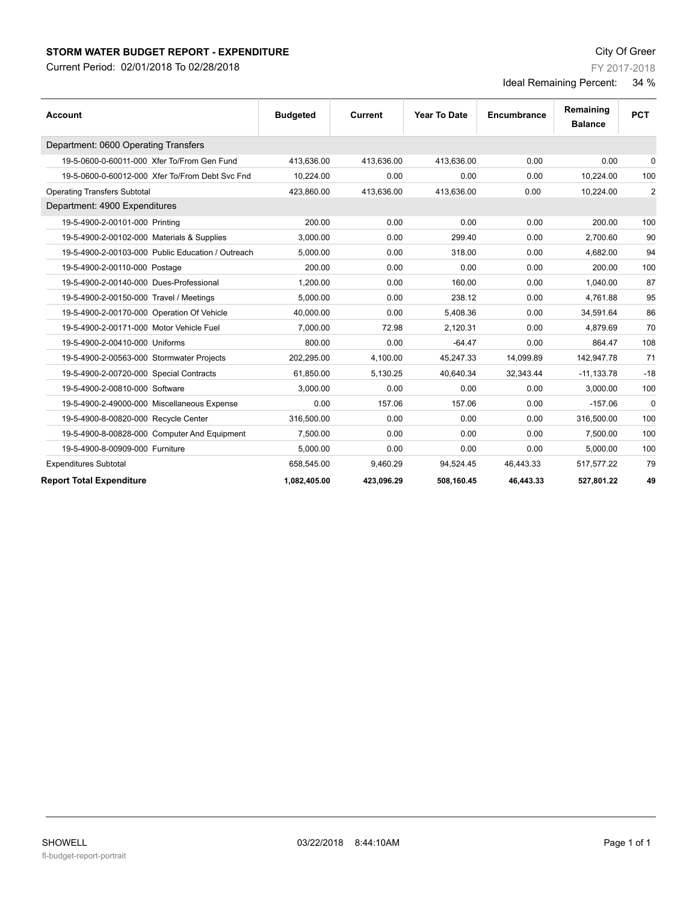**STORM WATER BUDGET REPORT - EXPENDITURE**

Current Period: 02/01/2018 To 02/28/2018

City Of Greer

FY 2017-2018

Ideal Remaining Percent: 34 %

| Account | Budgeted | Current | Year To Date | Encumbrance | Remaining Balance | PCT |
|---|---|---|---|---|---|---|
| Department: 0600 Operating Transfers | | | | | | |
| 19-5-0600-0-60011-000 Xfer To/From Gen Fund | 413,636.00 | 413,636.00 | 413,636.00 | 0.00 | 0.00 | 0 |
| 19-5-0600-0-60012-000 Xfer To/From Debt Svc Fnd | 10,224.00 | 0.00 | 0.00 | 0.00 | 10,224.00 | 100 |
| Operating Transfers Subtotal | 423,860.00 | 413,636.00 | 413,636.00 | 0.00 | 10,224.00 | 2 |
| Department: 4900 Expenditures | | | | | | |
| 19-5-4900-2-00101-000 Printing | 200.00 | 0.00 | 0.00 | 0.00 | 200.00 | 100 |
| 19-5-4900-2-00102-000 Materials & Supplies | 3,000.00 | 0.00 | 299.40 | 0.00 | 2,700.60 | 90 |
| 19-5-4900-2-00103-000 Public Education / Outreach | 5,000.00 | 0.00 | 318.00 | 0.00 | 4,682.00 | 94 |
| 19-5-4900-2-00110-000 Postage | 200.00 | 0.00 | 0.00 | 0.00 | 200.00 | 100 |
| 19-5-4900-2-00140-000 Dues-Professional | 1,200.00 | 0.00 | 160.00 | 0.00 | 1,040.00 | 87 |
| 19-5-4900-2-00150-000 Travel / Meetings | 5,000.00 | 0.00 | 238.12 | 0.00 | 4,761.88 | 95 |
| 19-5-4900-2-00170-000 Operation Of Vehicle | 40,000.00 | 0.00 | 5,408.36 | 0.00 | 34,591.64 | 86 |
| 19-5-4900-2-00171-000 Motor Vehicle Fuel | 7,000.00 | 72.98 | 2,120.31 | 0.00 | 4,879.69 | 70 |
| 19-5-4900-2-00410-000 Uniforms | 800.00 | 0.00 | -64.47 | 0.00 | 864.47 | 108 |
| 19-5-4900-2-00563-000 Stormwater Projects | 202,295.00 | 4,100.00 | 45,247.33 | 14,099.89 | 142,947.78 | 71 |
| 19-5-4900-2-00720-000 Special Contracts | 61,850.00 | 5,130.25 | 40,640.34 | 32,343.44 | -11,133.78 | -18 |
| 19-5-4900-2-00810-000 Software | 3,000.00 | 0.00 | 0.00 | 0.00 | 3,000.00 | 100 |
| 19-5-4900-2-49000-000 Miscellaneous Expense | 0.00 | 157.06 | 157.06 | 0.00 | -157.06 | 0 |
| 19-5-4900-8-00820-000 Recycle Center | 316,500.00 | 0.00 | 0.00 | 0.00 | 316,500.00 | 100 |
| 19-5-4900-8-00828-000 Computer And Equipment | 7,500.00 | 0.00 | 0.00 | 0.00 | 7,500.00 | 100 |
| 19-5-4900-8-00909-000 Furniture | 5,000.00 | 0.00 | 0.00 | 0.00 | 5,000.00 | 100 |
| Expenditures Subtotal | 658,545.00 | 9,460.29 | 94,524.45 | 46,443.33 | 517,577.22 | 79 |
| **Report Total Expenditure** | **1,082,405.00** | **423,096.29** | **508,160.45** | **46,443.33** | **527,801.22** | **49** |